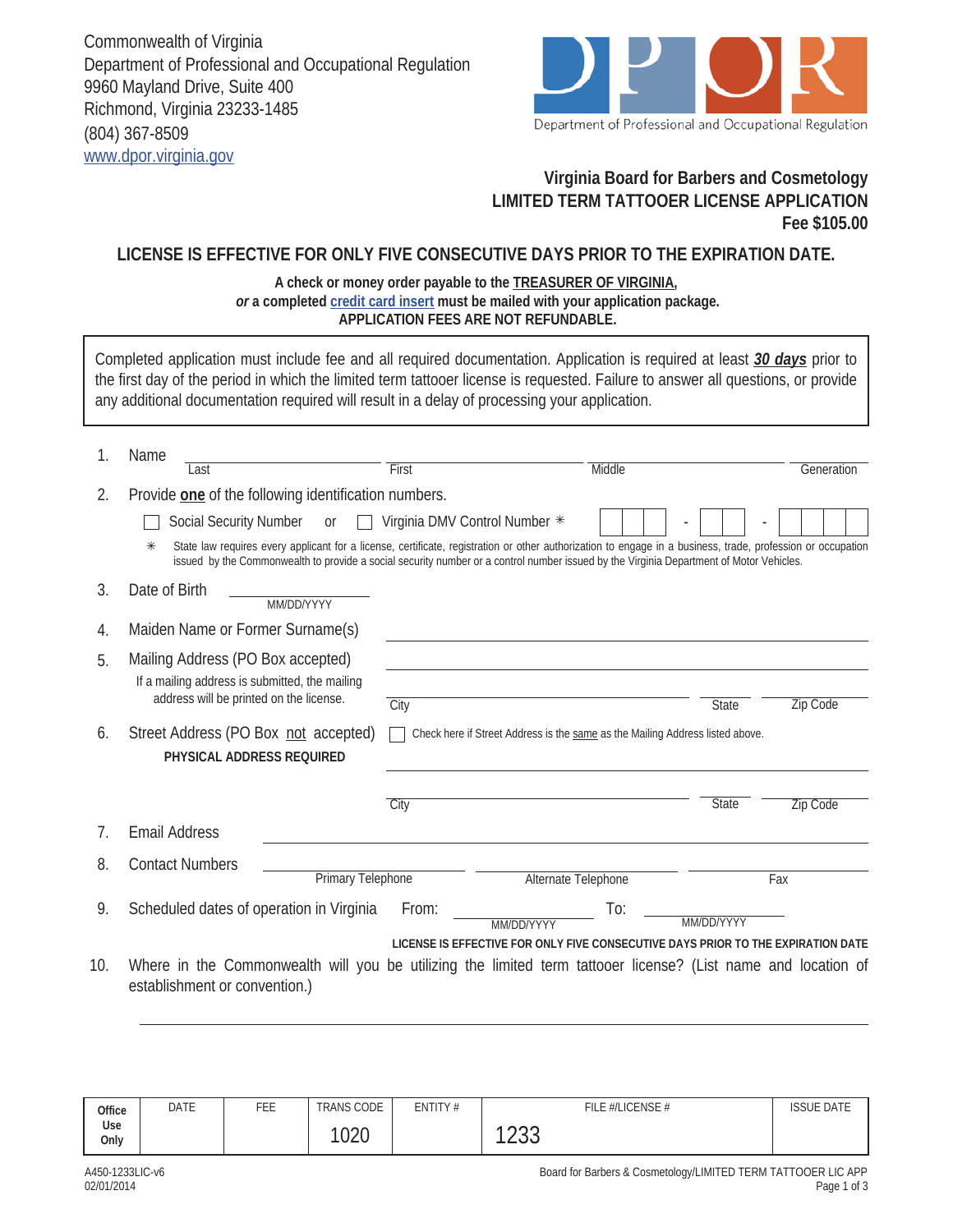Commonwealth of Virginia
Department of Professional and Occupational Regulation
9960 Mayland Drive, Suite 400
Richmond, Virginia 23233-1485
(804) 367-8509
www.dpor.virginia.gov

Department of Professional and Occupational Regulation

## Virginia Board for Barbers and Cosmetology
## LIMITED TERM TATTOOER LICENSE APPLICATION
**Fee $105.00**

### LICENSE IS EFFECTIVE FOR ONLY FIVE CONSECUTIVE DAYS PRIOR TO THE EXPIRATION DATE.

**A check or money order payable to the TREASURER OF VIRGINIA,**
***or* a completed credit card insert must be mailed with your application package.**
**APPLICATION FEES ARE NOT REFUNDABLE.**

> Completed application must include fee and all required documentation. Application is required at least ***30 days*** prior to the first day of the period in which the limited term tattooer license is requested. Failure to answer all questions, or provide any additional documentation required will result in a delay of processing your application.

1. Name ________ Last ________ First ________ Middle ________ Generation

2. Provide **one** of the following identification numbers.
   ☐ Social Security Number or ☐ Virginia DMV Control Number ✳ ☐☐☐ - ☐☐ - ☐☐☐☐

   ✳ State law requires every applicant for a license, certificate, registration or other authorization to engage in a business, trade, profession or occupation issued by the Commonwealth to provide a social security number or a control number issued by the Virginia Department of Motor Vehicles.

3. Date of Birth ________ MM/DD/YYYY

4. Maiden Name or Former Surname(s) ________

5. Mailing Address (PO Box accepted) ________
   If a mailing address is submitted, the mailing address will be printed on the license.
   ________ City ________ State ________ Zip Code

6. Street Address (PO Box not accepted) ☐ Check here if Street Address is the same as the Mailing Address listed above.
   **PHYSICAL ADDRESS REQUIRED**
   ________
   ________ City ________ State ________ Zip Code

7. Email Address ________

8. Contact Numbers ________ Primary Telephone ________ Alternate Telephone ________ Fax

9. Scheduled dates of operation in Virginia From: ________ MM/DD/YYYY To: ________ MM/DD/YYYY
   **LICENSE IS EFFECTIVE FOR ONLY FIVE CONSECUTIVE DAYS PRIOR TO THE EXPIRATION DATE**

10. Where in the Commonwealth will you be utilizing the limited term tattooer license? (List name and location of establishment or convention.)
    ________

| Office Use Only | DATE | FEE | TRANS CODE | ENTITY # | FILE #/LICENSE # | ISSUE DATE |
|---|---|---|---|---|---|---|
| | | | 1020 | | 1233 | |

A450-1233LIC-v6
02/01/2014

Board for Barbers & Cosmetology/LIMITED TERM TATTOOER LIC APP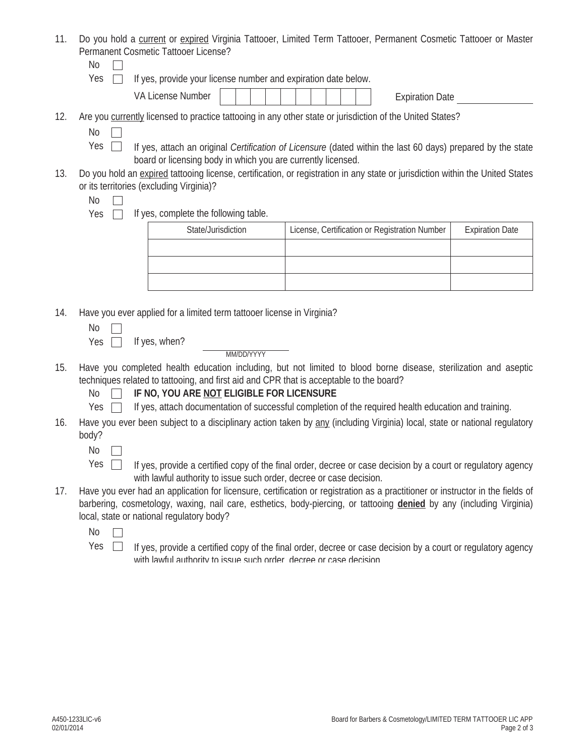11. Do you hold a <u>current</u> or <u>expired</u> Virginia Tattooer, Limited Term Tattooer, Permanent Cosmetic Tattooer or Master Permanent Cosmetic Tattooer License?

    No ☐

    Yes ☐ If yes, provide your license number and expiration date below.

    VA License Number | | | | | | | | | | | Expiration Date ______________

12. Are you <u>currently</u> licensed to practice tattooing in any other state or jurisdiction of the United States?

    No ☐

    Yes ☐ If yes, attach an original *Certification of Licensure* (dated within the last 60 days) prepared by the state board or licensing body in which you are currently licensed.

13. Do you hold an <u>expired</u> tattooing license, certification, or registration in any state or jurisdiction within the United States or its territories (excluding Virginia)?

    No ☐

    Yes ☐ If yes, complete the following table.

| State/Jurisdiction | License, Certification or Registration Number | Expiration Date |
|---|---|---|
| | | |
| | | |
| | | |

14. Have you ever applied for a limited term tattooer license in Virginia?

    No ☐

    Yes ☐ If yes, when? ______________ MM/DD/YYYY

15. Have you completed health education including, but not limited to blood borne disease, sterilization and aseptic techniques related to tattooing, and first aid and CPR that is acceptable to the board?

    No ☐ **IF NO, YOU ARE <u>NOT</u> ELIGIBLE FOR LICENSURE**

    Yes ☐ If yes, attach documentation of successful completion of the required health education and training.

16. Have you ever been subject to a disciplinary action taken by <u>any</u> (including Virginia) local, state or national regulatory body?

    No ☐

    Yes ☐ If yes, provide a certified copy of the final order, decree or case decision by a court or regulatory agency with lawful authority to issue such order, decree or case decision.

17. Have you ever had an application for licensure, certification or registration as a practitioner or instructor in the fields of barbering, cosmetology, waxing, nail care, esthetics, body-piercing, or tattooing **<u>denied</u>** by any (including Virginia) local, state or national regulatory body?

    No ☐

    Yes ☐ If yes, provide a certified copy of the final order, decree or case decision by a court or regulatory agency with lawful authority to issue such order, decree or case decision.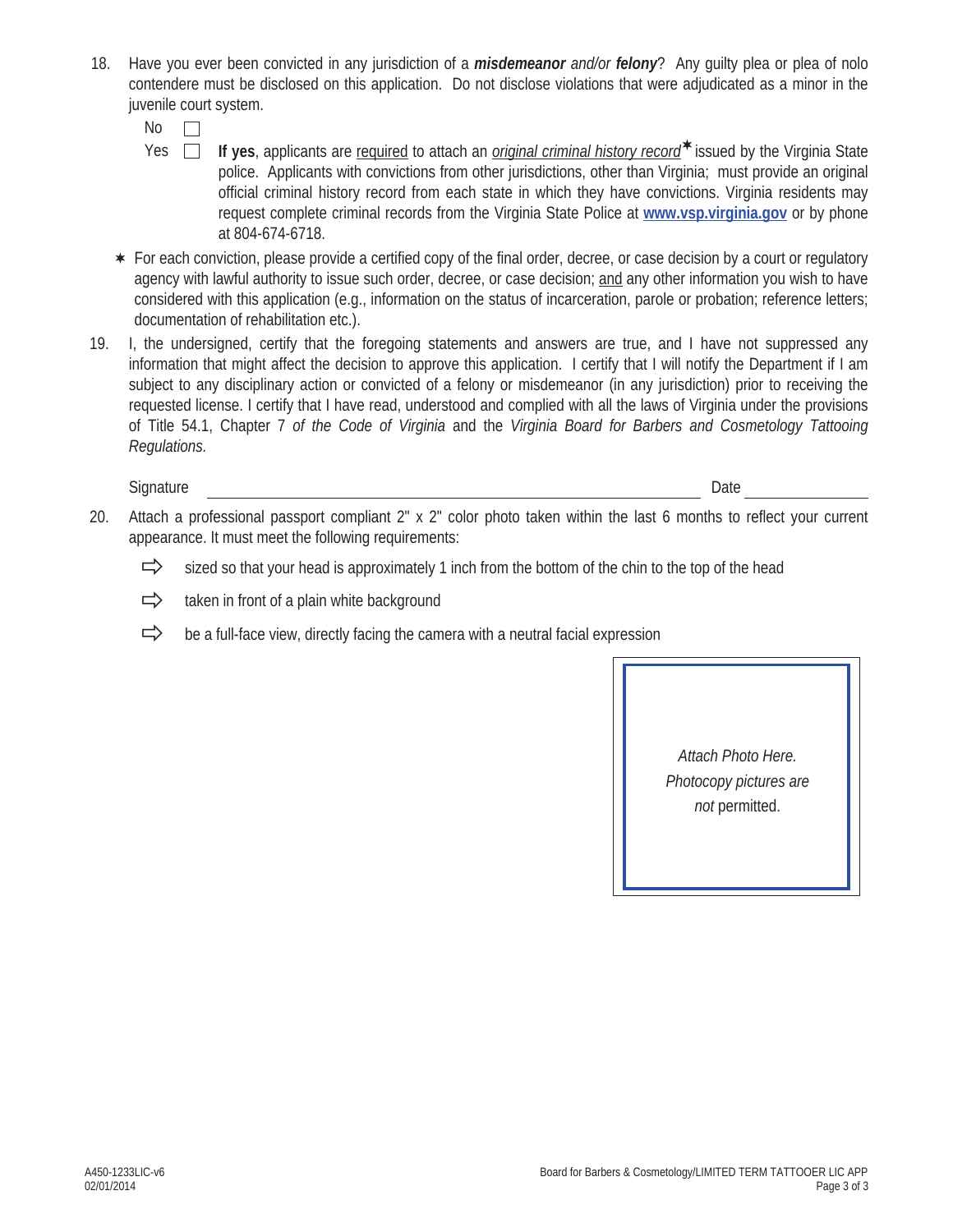18. Have you ever been convicted in any jurisdiction of a ***misdemeanor*** *and/or* ***felony***? Any guilty plea or plea of nolo contendere must be disclosed on this application. Do not disclose violations that were adjudicated as a minor in the juvenile court system.

    No ☐

    Yes ☐ **If yes**, applicants are required to attach an *original criminal history record*✶ issued by the Virginia State police. Applicants with convictions from other jurisdictions, other than Virginia; must provide an original official criminal history record from each state in which they have convictions. Virginia residents may request complete criminal records from the Virginia State Police at **www.vsp.virginia.gov** or by phone at 804-674-6718.

✶ For each conviction, please provide a certified copy of the final order, decree, or case decision by a court or regulatory agency with lawful authority to issue such order, decree, or case decision; and any other information you wish to have considered with this application (e.g., information on the status of incarceration, parole or probation; reference letters; documentation of rehabilitation etc.).

19. I, the undersigned, certify that the foregoing statements and answers are true, and I have not suppressed any information that might affect the decision to approve this application. I certify that I will notify the Department if I am subject to any disciplinary action or convicted of a felony or misdemeanor (in any jurisdiction) prior to receiving the requested license. I certify that I have read, understood and complied with all the laws of Virginia under the provisions of Title 54.1, Chapter 7 *of the Code of Virginia* and the *Virginia Board for Barbers and Cosmetology Tattooing Regulations.*

    Signature ______________________________ Date ____________

20. Attach a professional passport compliant 2" x 2" color photo taken within the last 6 months to reflect your current appearance. It must meet the following requirements:

    - sized so that your head is approximately 1 inch from the bottom of the chin to the top of the head
    - taken in front of a plain white background
    - be a full-face view, directly facing the camera with a neutral facial expression

*Attach Photo Here. Photocopy pictures are* ***not*** *permitted.*

A450-1233LIC-v6
02/01/2014

Board for Barbers & Cosmetology/LIMITED TERM TATTOOER LIC APP